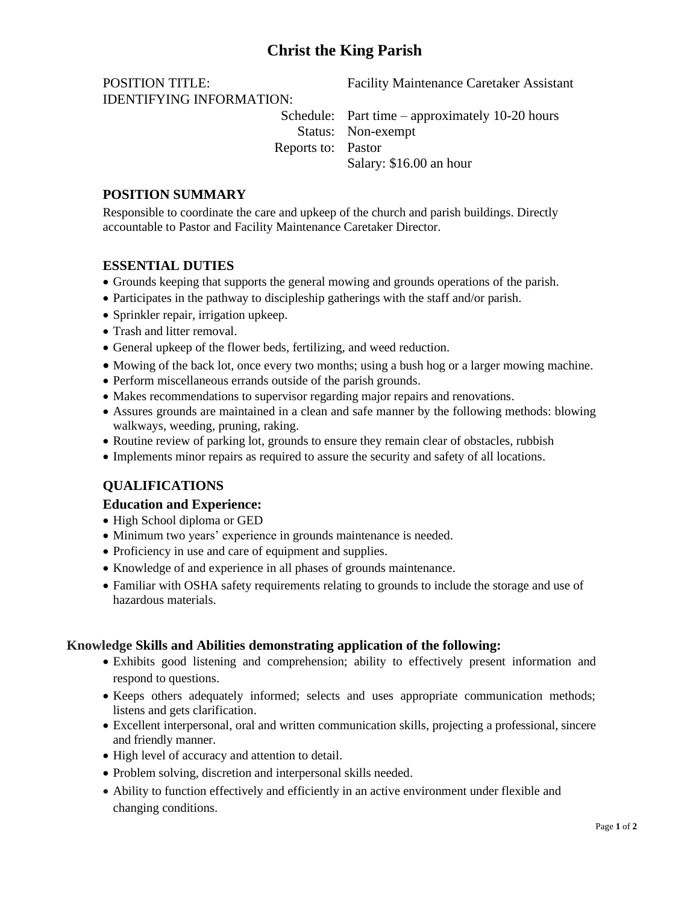# Christ the King Parish

POSITION TITLE: Facility Maintenance Caretaker Assistant

IDENTIFYING INFORMATION:

Schedule: Part time – approximately 10-20 hours
Status: Non-exempt
Reports to: Pastor
Salary: $16.00 an hour

## POSITION SUMMARY

Responsible to coordinate the care and upkeep of the church and parish buildings. Directly accountable to Pastor and Facility Maintenance Caretaker Director.

## ESSENTIAL DUTIES

- Grounds keeping that supports the general mowing and grounds operations of the parish.
- Participates in the pathway to discipleship gatherings with the staff and/or parish.
- Sprinkler repair, irrigation upkeep.
- Trash and litter removal.
- General upkeep of the flower beds, fertilizing, and weed reduction.
- Mowing of the back lot, once every two months; using a bush hog or a larger mowing machine.
- Perform miscellaneous errands outside of the parish grounds.
- Makes recommendations to supervisor regarding major repairs and renovations.
- Assures grounds are maintained in a clean and safe manner by the following methods: blowing walkways, weeding, pruning, raking.
- Routine review of parking lot, grounds to ensure they remain clear of obstacles, rubbish
- Implements minor repairs as required to assure the security and safety of all locations.

## QUALIFICATIONS

### Education and Experience:

- High School diploma or GED
- Minimum two years' experience in grounds maintenance is needed.
- Proficiency in use and care of equipment and supplies.
- Knowledge of and experience in all phases of grounds maintenance.
- Familiar with OSHA safety requirements relating to grounds to include the storage and use of hazardous materials.

### Knowledge Skills and Abilities demonstrating application of the following:

- Exhibits good listening and comprehension; ability to effectively present information and respond to questions.
- Keeps others adequately informed; selects and uses appropriate communication methods; listens and gets clarification.
- Excellent interpersonal, oral and written communication skills, projecting a professional, sincere and friendly manner.
- High level of accuracy and attention to detail.
- Problem solving, discretion and interpersonal skills needed.
- Ability to function effectively and efficiently in an active environment under flexible and changing conditions.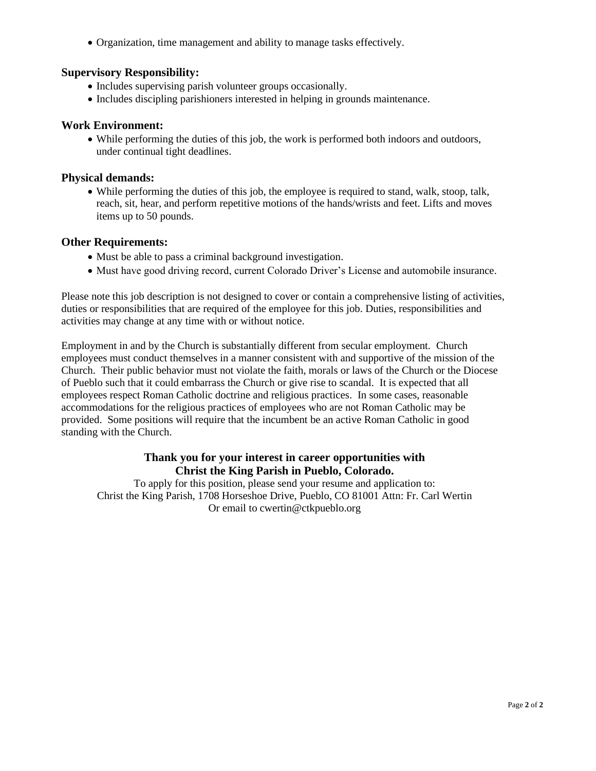- Organization, time management and ability to manage tasks effectively.

### Supervisory Responsibility:

- Includes supervising parish volunteer groups occasionally.
- Includes discipling parishioners interested in helping in grounds maintenance.

### Work Environment:

- While performing the duties of this job, the work is performed both indoors and outdoors, under continual tight deadlines.

### Physical demands:

- While performing the duties of this job, the employee is required to stand, walk, stoop, talk, reach, sit, hear, and perform repetitive motions of the hands/wrists and feet. Lifts and moves items up to 50 pounds.

### Other Requirements:

- Must be able to pass a criminal background investigation.
- Must have good driving record, current Colorado Driver's License and automobile insurance.

Please note this job description is not designed to cover or contain a comprehensive listing of activities, duties or responsibilities that are required of the employee for this job. Duties, responsibilities and activities may change at any time with or without notice.

Employment in and by the Church is substantially different from secular employment. Church employees must conduct themselves in a manner consistent with and supportive of the mission of the Church. Their public behavior must not violate the faith, morals or laws of the Church or the Diocese of Pueblo such that it could embarrass the Church or give rise to scandal. It is expected that all employees respect Roman Catholic doctrine and religious practices. In some cases, reasonable accommodations for the religious practices of employees who are not Roman Catholic may be provided. Some positions will require that the incumbent be an active Roman Catholic in good standing with the Church.

**Thank you for your interest in career opportunities with**
**Christ the King Parish in Pueblo, Colorado.**

To apply for this position, please send your resume and application to:
Christ the King Parish, 1708 Horseshoe Drive, Pueblo, CO 81001 Attn: Fr. Carl Wertin
Or email to cwertin@ctkpueblo.org